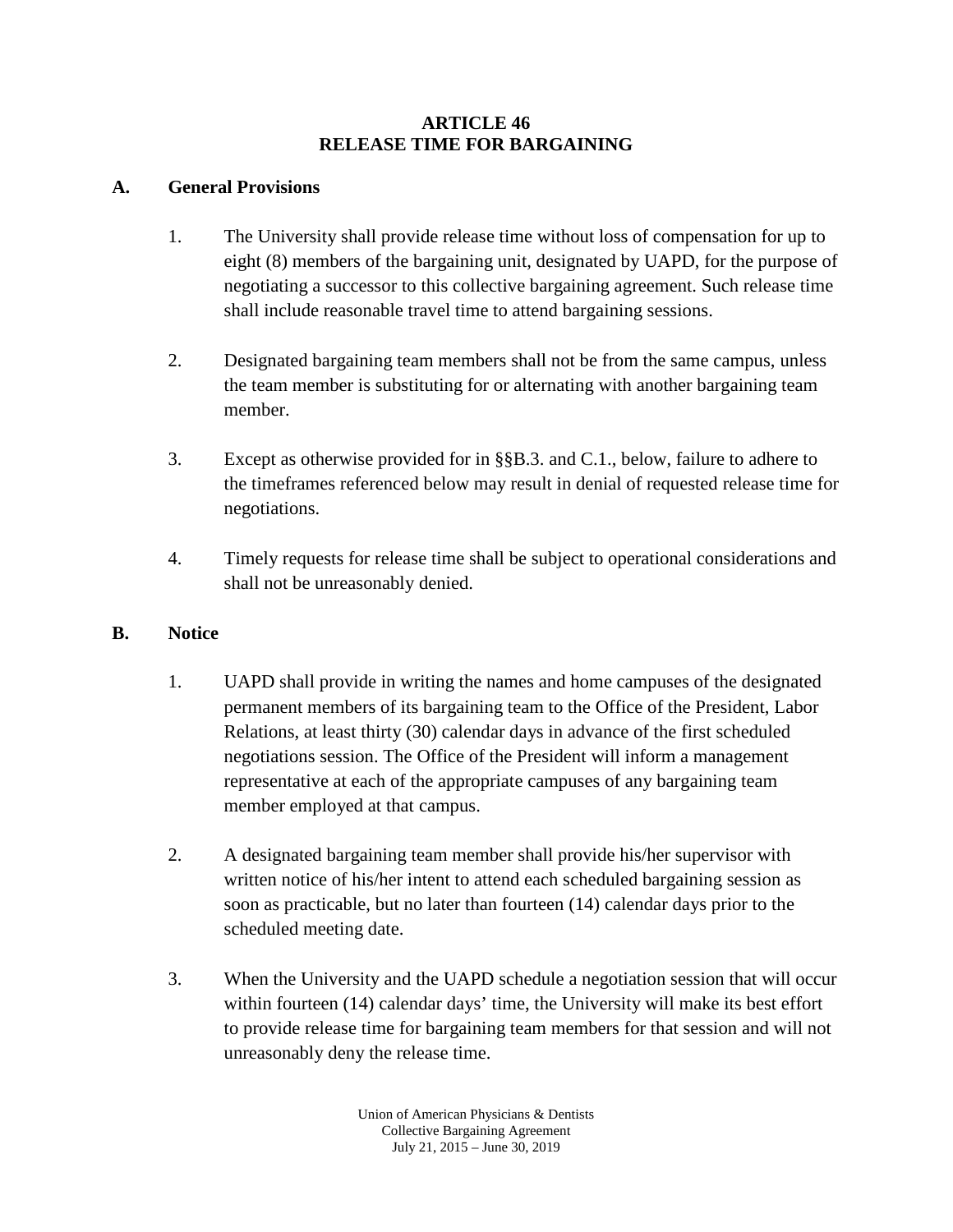# ARTICLE 46
# RELEASE TIME FOR BARGAINING

## A. General Provisions

1. The University shall provide release time without loss of compensation for up to eight (8) members of the bargaining unit, designated by UAPD, for the purpose of negotiating a successor to this collective bargaining agreement. Such release time shall include reasonable travel time to attend bargaining sessions.

2. Designated bargaining team members shall not be from the same campus, unless the team member is substituting for or alternating with another bargaining team member.

3. Except as otherwise provided for in §§B.3. and C.1., below, failure to adhere to the timeframes referenced below may result in denial of requested release time for negotiations.

4. Timely requests for release time shall be subject to operational considerations and shall not be unreasonably denied.

## B. Notice

1. UAPD shall provide in writing the names and home campuses of the designated permanent members of its bargaining team to the Office of the President, Labor Relations, at least thirty (30) calendar days in advance of the first scheduled negotiations session. The Office of the President will inform a management representative at each of the appropriate campuses of any bargaining team member employed at that campus.

2. A designated bargaining team member shall provide his/her supervisor with written notice of his/her intent to attend each scheduled bargaining session as soon as practicable, but no later than fourteen (14) calendar days prior to the scheduled meeting date.

3. When the University and the UAPD schedule a negotiation session that will occur within fourteen (14) calendar days' time, the University will make its best effort to provide release time for bargaining team members for that session and will not unreasonably deny the release time.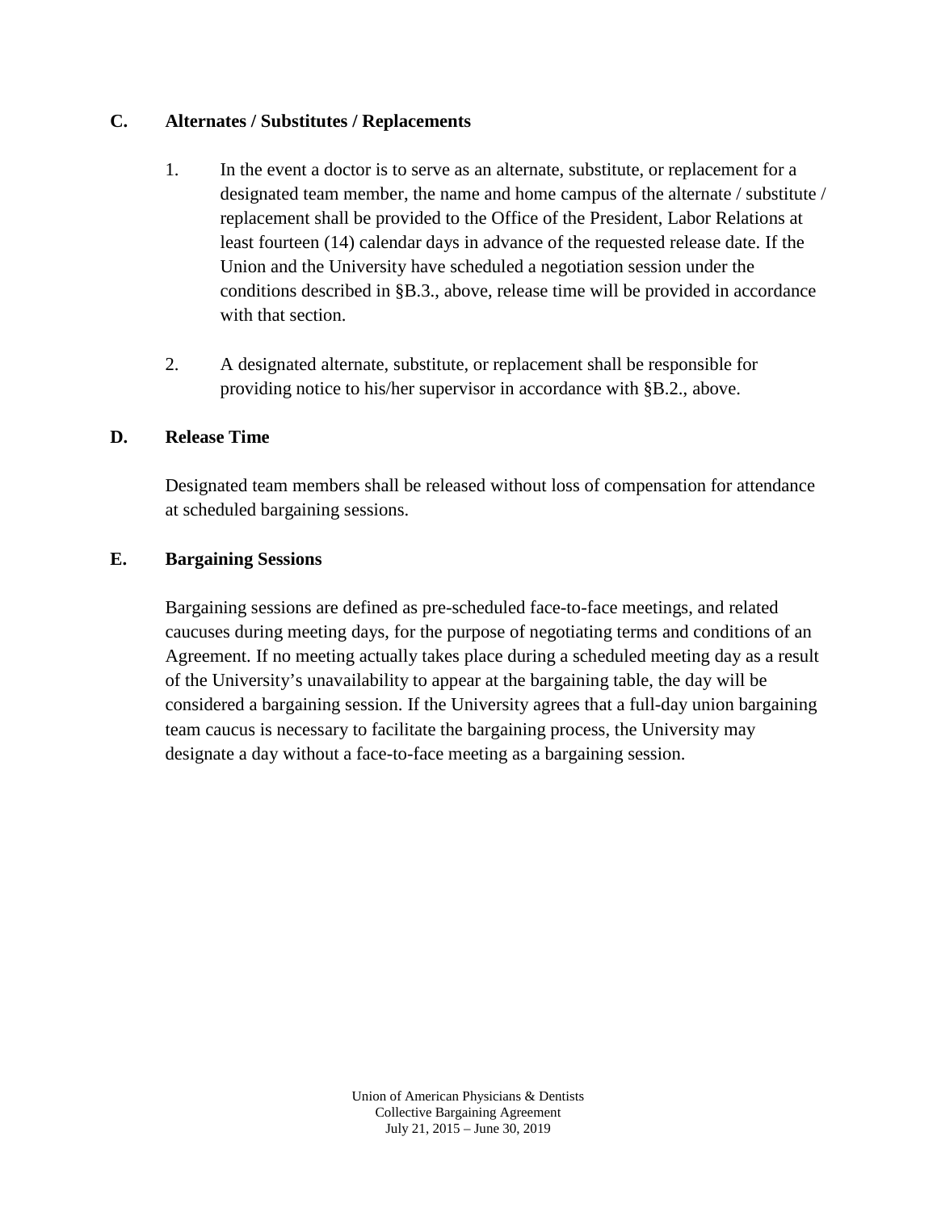**C. Alternates / Substitutes / Replacements**

1. In the event a doctor is to serve as an alternate, substitute, or replacement for a designated team member, the name and home campus of the alternate / substitute / replacement shall be provided to the Office of the President, Labor Relations at least fourteen (14) calendar days in advance of the requested release date. If the Union and the University have scheduled a negotiation session under the conditions described in §B.3., above, release time will be provided in accordance with that section.

2. A designated alternate, substitute, or replacement shall be responsible for providing notice to his/her supervisor in accordance with §B.2., above.

**D. Release Time**

Designated team members shall be released without loss of compensation for attendance at scheduled bargaining sessions.

**E. Bargaining Sessions**

Bargaining sessions are defined as pre-scheduled face-to-face meetings, and related caucuses during meeting days, for the purpose of negotiating terms and conditions of an Agreement. If no meeting actually takes place during a scheduled meeting day as a result of the University's unavailability to appear at the bargaining table, the day will be considered a bargaining session. If the University agrees that a full-day union bargaining team caucus is necessary to facilitate the bargaining process, the University may designate a day without a face-to-face meeting as a bargaining session.